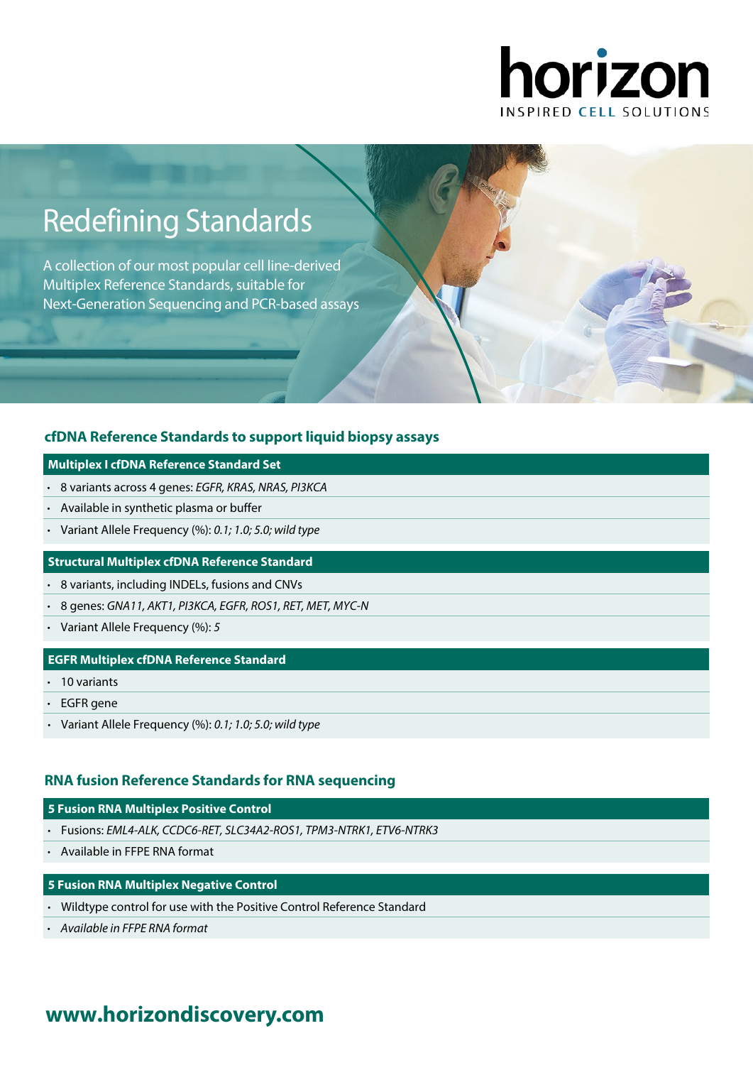horizon
INSPIRED CELL SOLUTIONS

# Redefining Standards

A collection of our most popular cell line-derived Multiplex Reference Standards, suitable for Next-Generation Sequencing and PCR-based assays

## cfDNA Reference Standards to support liquid biopsy assays

### Multiplex I cfDNA Reference Standard Set

- 8 variants across 4 genes: *EGFR, KRAS, NRAS, PI3KCA*
- Available in synthetic plasma or buffer
- Variant Allele Frequency (%): *0.1; 1.0; 5.0; wild type*

### Structural Multiplex cfDNA Reference Standard

- 8 variants, including INDELs, fusions and CNVs
- 8 genes: *GNA11, AKT1, PI3KCA, EGFR, ROS1, RET, MET, MYC-N*
- Variant Allele Frequency (%): *5*

### EGFR Multiplex cfDNA Reference Standard

- 10 variants
- EGFR gene
- Variant Allele Frequency (%): *0.1; 1.0; 5.0; wild type*

## RNA fusion Reference Standards for RNA sequencing

### 5 Fusion RNA Multiplex Positive Control

- Fusions: *EML4-ALK, CCDC6-RET, SLC34A2-ROS1, TPM3-NTRK1, ETV6-NTRK3*
- Available in FFPE RNA format

### 5 Fusion RNA Multiplex Negative Control

- Wildtype control for use with the Positive Control Reference Standard
- *Available in FFPE RNA format*

**www.horizondiscovery.com**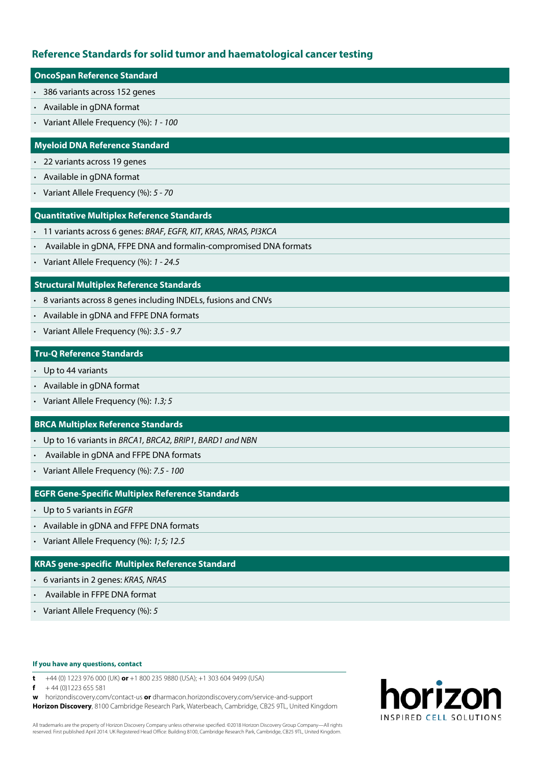## Reference Standards for solid tumor and haematological cancer testing

### OncoSpan Reference Standard

- 386 variants across 152 genes
- Available in gDNA format
- Variant Allele Frequency (%): *1 - 100*

### Myeloid DNA Reference Standard

- 22 variants across 19 genes
- Available in gDNA format
- Variant Allele Frequency (%): *5 - 70*

### Quantitative Multiplex Reference Standards

- 11 variants across 6 genes: *BRAF, EGFR, KIT, KRAS, NRAS, PI3KCA*
- Available in gDNA, FFPE DNA and formalin-compromised DNA formats
- Variant Allele Frequency (%): *1 - 24.5*

### Structural Multiplex Reference Standards

- 8 variants across 8 genes including INDELs, fusions and CNVs
- Available in gDNA and FFPE DNA formats
- Variant Allele Frequency (%): *3.5 - 9.7*

### Tru-Q Reference Standards

- Up to 44 variants
- Available in gDNA format
- Variant Allele Frequency (%): *1.3; 5*

### BRCA Multiplex Reference Standards

- Up to 16 variants in *BRCA1, BRCA2, BRIP1, BARD1 and NBN*
- Available in gDNA and FFPE DNA formats
- Variant Allele Frequency (%): *7.5 - 100*

### EGFR Gene-Specific Multiplex Reference Standards

- Up to 5 variants in *EGFR*
- Available in gDNA and FFPE DNA formats
- Variant Allele Frequency (%): *1; 5; 12.5*

### KRAS gene-specific Multiplex Reference Standard

- 6 variants in 2 genes: *KRAS, NRAS*
- Available in FFPE DNA format
- Variant Allele Frequency (%): *5*

**If you have any questions, contact**

**t** +44 (0) 1223 976 000 (UK) **or** +1 800 235 9880 (USA); +1 303 604 9499 (USA)
**f** + 44 (0)1223 655 581
**w** horizondiscovery.com/contact-us **or** dharmacon.horizondiscovery.com/service-and-support
**Horizon Discovery**, 8100 Cambridge Research Park, Waterbeach, Cambridge, CB25 9TL, United Kingdom

horizon INSPIRED CELL SOLUTIONS

All trademarks are the property of Horizon Discovery Company unless otherwise specified. ©2018 Horizon Discovery Group Company—All rights reserved. First published April 2014. UK Registered Head Office: Building 8100, Cambridge Research Park, Cambridge, CB25 9TL, United Kingdom.